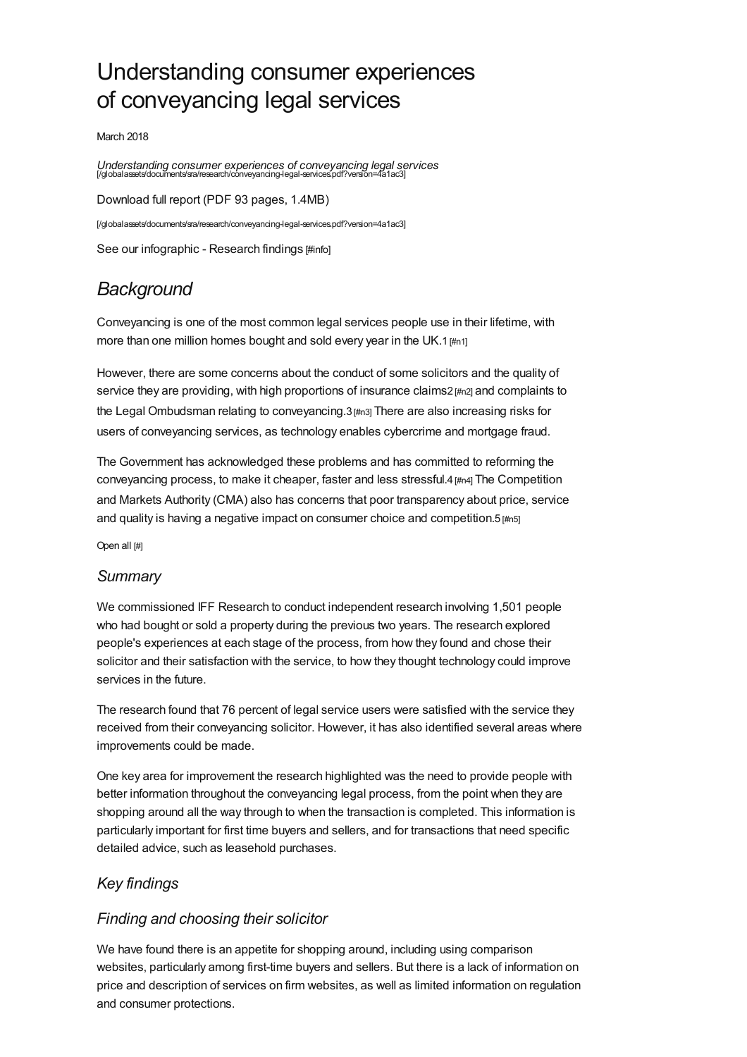# Understanding consumer experiences of conveyancing legal services

March 2018

*Understanding consumer experiences of conveyancing legal services* [/globalassets/documents/sra/research/conveyancing-legal-services.pdf?version=4a1ac3]

Download full report (PDF 93 pages, 1.4MB)

[/globalassets/documents/sra/research/conveyancing-legal-services.pdf?version=4a1ac3]

See our infographic - Research findings [#info]

## *Background*

Conveyancing is one of the most common legal services people use in their lifetime, with more than one million homes bought and sold every year in the UK.1 [#n1]

However, there are some concerns about the conduct of some solicitors and the quality of service they are providing, with high proportions of insurance claims2 [#n2] and complaints to the Legal Ombudsman relating to conveyancing.3 [#n3] There are also increasing risks for users of conveyancing services, as technology enables cybercrime and mortgage fraud.

The Government has acknowledged these problems and has committed to reforming the conveyancing process, to make it cheaper, faster and less stressful.4 [#n4] The Competition and Markets Authority (CMA) also has concerns that poor transparency about price, service and quality is having a negative impact on consumer choice and competition.5 [#n5]

Open all [#]

### *Summary*

We commissioned IFF Research to conduct independent research involving 1,501 people who had bought or sold a property during the previous two years. The research explored people's experiences at each stage of the process, from how they found and chose their solicitor and their satisfaction with the service, to how they thought technology could improve services in the future.

The research found that 76 percent of legal service users were satisfied with the service they received from their conveyancing solicitor. However, it has also identified several areas where improvements could be made.

One key area for improvement the research highlighted was the need to provide people with better information throughout the conveyancing legal process, from the point when they are shopping around all the way through to when the transaction is completed. This information is particularly important for first time buyers and sellers, and for transactions that need specific detailed advice, such as leasehold purchases.

### *Key findings*

### *Finding and choosing their solicitor*

We have found there is an appetite for shopping around, including using comparison websites, particularly among first-time buyers and sellers. But there is a lack of information on price and description of services on firm websites, as well as limited information on regulation and consumer protections.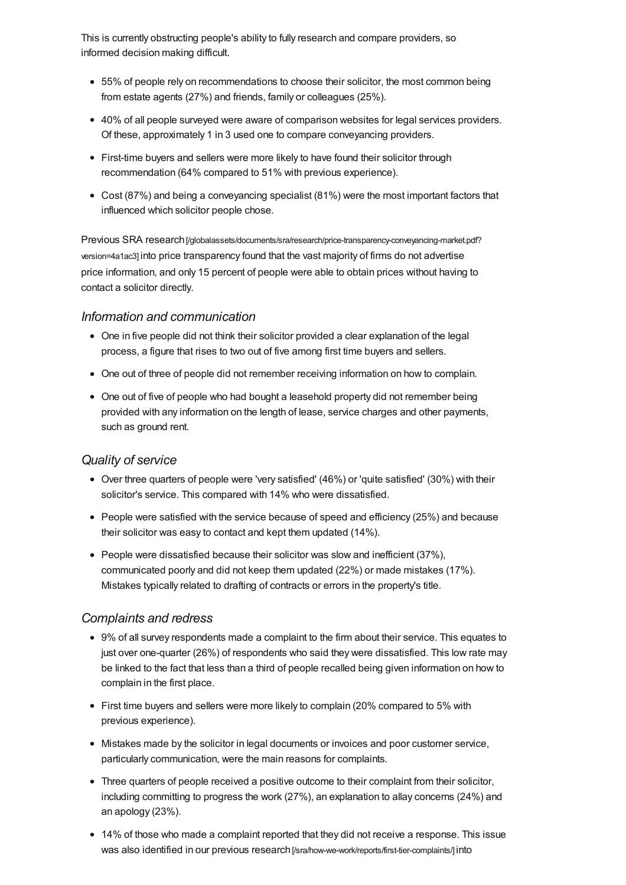This is currently obstructing people's ability to fully research and compare providers, so informed decision making difficult.

- 55% of people rely on recommendations to choose their solicitor, the most common being from estate agents (27%) and friends, family or colleagues (25%).
- 40% of all people surveyed were aware of comparison websites for legal services providers. Of these, approximately 1 in 3 used one to compare conveyancing providers.
- First-time buyers and sellers were more likely to have found their solicitor through recommendation (64% compared to 51% with previous experience).
- Cost (87%) and being a conveyancing specialist (81%) were the most important factors that influenced which solicitor people chose.

Previous SRA research [/globalassets/documents/sra/research/price-transparency-conveyancing-market.pdf?version=4a1ac3] into price transparency found that the vast majority of firms do not advertise price information, and only 15 percent of people were able to obtain prices without having to contact a solicitor directly.

### *Information and communication*

- One in five people did not think their solicitor provided a clear explanation of the legal process, a figure that rises to two out of five among first time buyers and sellers.
- One out of three of people did not remember receiving information on how to complain.
- One out of five of people who had bought a leasehold property did not remember being provided with any information on the length of lease, service charges and other payments, such as ground rent.

### *Quality of service*

- Over three quarters of people were 'very satisfied' (46%) or 'quite satisfied' (30%) with their solicitor's service. This compared with 14% who were dissatisfied.
- People were satisfied with the service because of speed and efficiency (25%) and because their solicitor was easy to contact and kept them updated (14%).
- People were dissatisfied because their solicitor was slow and inefficient (37%), communicated poorly and did not keep them updated (22%) or made mistakes (17%). Mistakes typically related to drafting of contracts or errors in the property's title.

### *Complaints and redress*

- 9% of all survey respondents made a complaint to the firm about their service. This equates to just over one-quarter (26%) of respondents who said they were dissatisfied. This low rate may be linked to the fact that less than a third of people recalled being given information on how to complain in the first place.
- First time buyers and sellers were more likely to complain (20% compared to 5% with previous experience).
- Mistakes made by the solicitor in legal documents or invoices and poor customer service, particularly communication, were the main reasons for complaints.
- Three quarters of people received a positive outcome to their complaint from their solicitor, including committing to progress the work (27%), an explanation to allay concerns (24%) and an apology (23%).
- 14% of those who made a complaint reported that they did not receive a response. This issue was also identified in our previous research [/sra/how-we-work/reports/first-tier-complaints/] into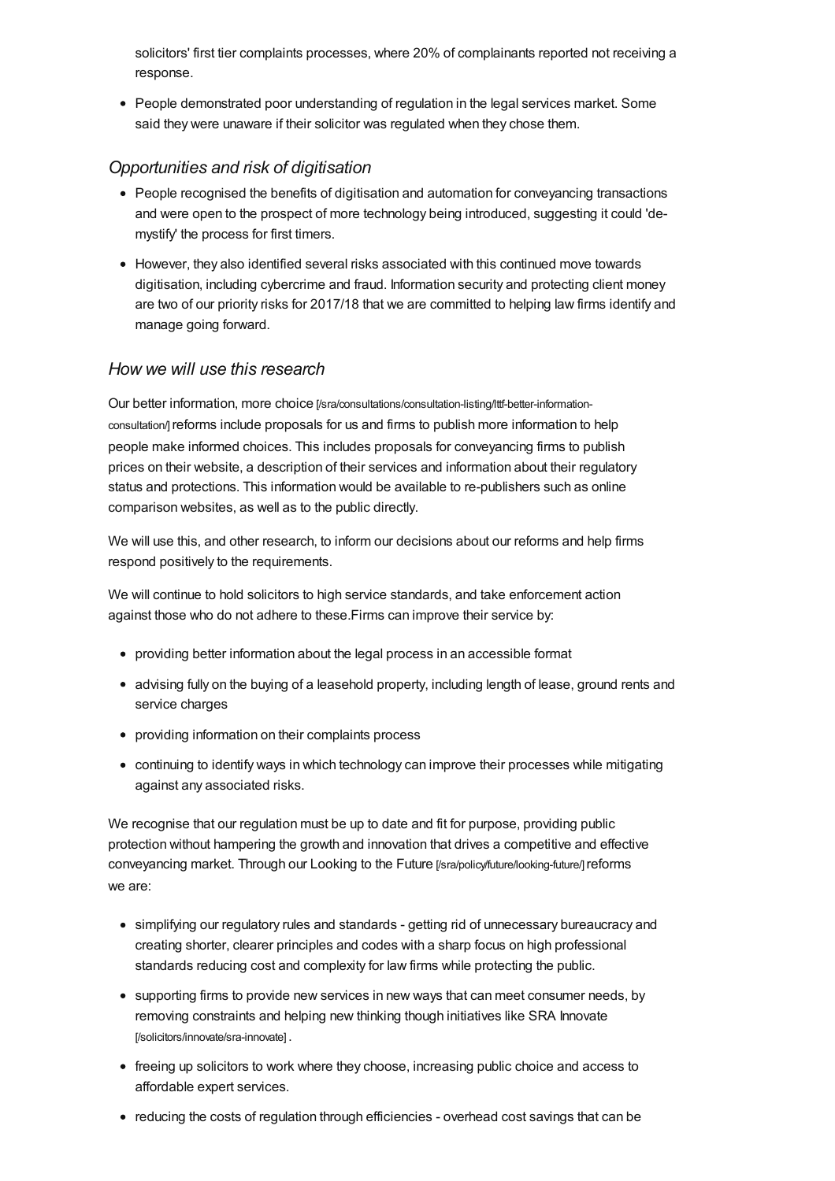solicitors' first tier complaints processes, where 20% of complainants reported not receiving a response.

- People demonstrated poor understanding of regulation in the legal services market. Some said they were unaware if their solicitor was regulated when they chose them.

### *Opportunities and risk of digitisation*

- People recognised the benefits of digitisation and automation for conveyancing transactions and were open to the prospect of more technology being introduced, suggesting it could 'de-mystify' the process for first timers.
- However, they also identified several risks associated with this continued move towards digitisation, including cybercrime and fraud. Information security and protecting client money are two of our priority risks for 2017/18 that we are committed to helping law firms identify and manage going forward.

### *How we will use this research*

Our better information, more choice [/sra/consultations/consultation-listing/lttf-better-information-consultation/] reforms include proposals for us and firms to publish more information to help people make informed choices. This includes proposals for conveyancing firms to publish prices on their website, a description of their services and information about their regulatory status and protections. This information would be available to re-publishers such as online comparison websites, as well as to the public directly.

We will use this, and other research, to inform our decisions about our reforms and help firms respond positively to the requirements.

We will continue to hold solicitors to high service standards, and take enforcement action against those who do not adhere to these.Firms can improve their service by:

- providing better information about the legal process in an accessible format
- advising fully on the buying of a leasehold property, including length of lease, ground rents and service charges
- providing information on their complaints process
- continuing to identify ways in which technology can improve their processes while mitigating against any associated risks.

We recognise that our regulation must be up to date and fit for purpose, providing public protection without hampering the growth and innovation that drives a competitive and effective conveyancing market. Through our Looking to the Future [/sra/policy/future/looking-future/] reforms we are:

- simplifying our regulatory rules and standards - getting rid of unnecessary bureaucracy and creating shorter, clearer principles and codes with a sharp focus on high professional standards reducing cost and complexity for law firms while protecting the public.
- supporting firms to provide new services in new ways that can meet consumer needs, by removing constraints and helping new thinking though initiatives like SRA Innovate [/solicitors/innovate/sra-innovate] .
- freeing up solicitors to work where they choose, increasing public choice and access to affordable expert services.
- reducing the costs of regulation through efficiencies - overhead cost savings that can be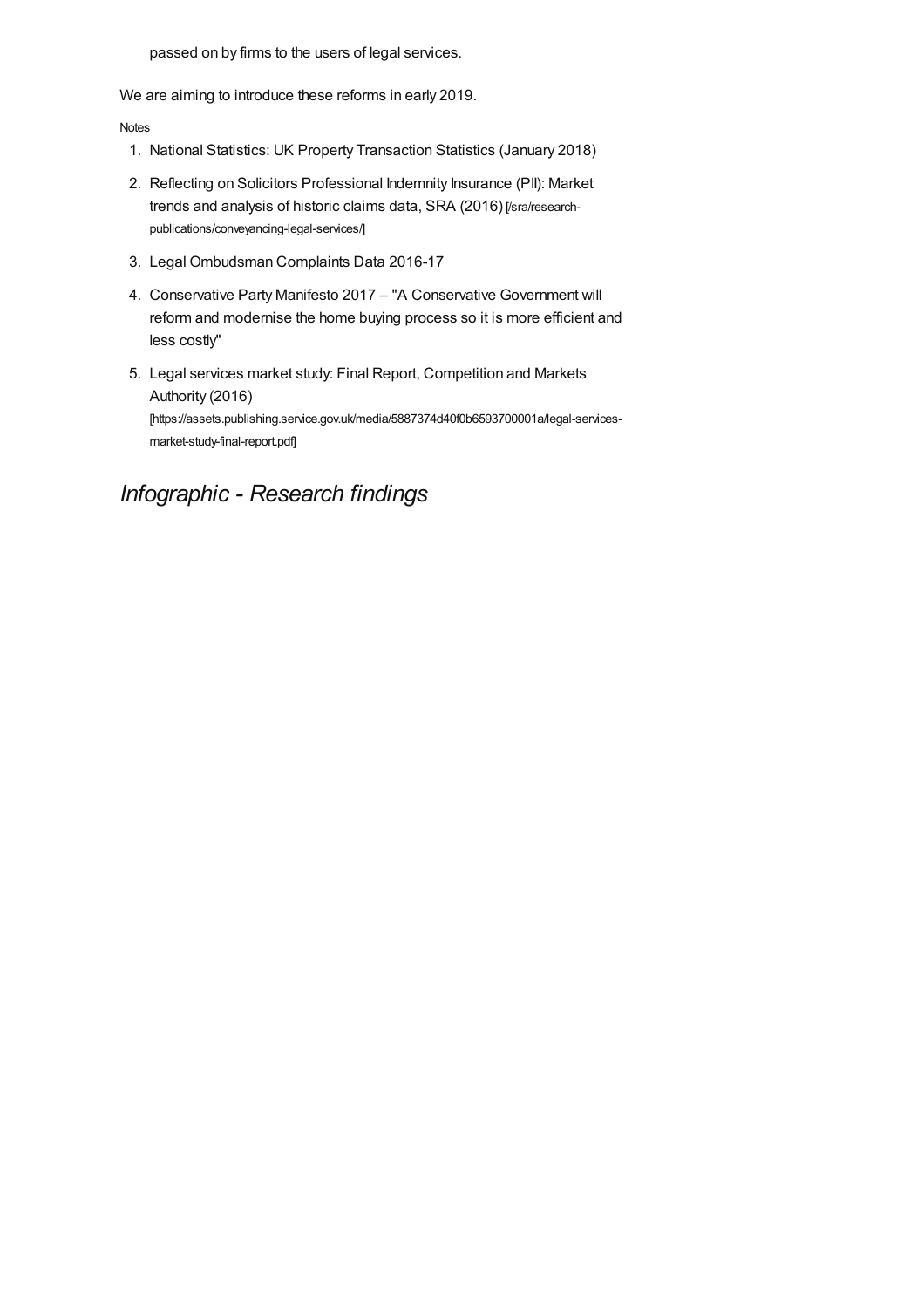passed on by firms to the users of legal services.

We are aiming to introduce these reforms in early 2019.

Notes

1. National Statistics: UK Property Transaction Statistics (January 2018)
2. Reflecting on Solicitors Professional Indemnity Insurance (PII): Market trends and analysis of historic claims data, SRA (2016) [/sra/research-publications/conveyancing-legal-services/]
3. Legal Ombudsman Complaints Data 2016-17
4. Conservative Party Manifesto 2017 – "A Conservative Government will reform and modernise the home buying process so it is more efficient and less costly"
5. Legal services market study: Final Report, Competition and Markets Authority (2016) [https://assets.publishing.service.gov.uk/media/5887374d40f0b6593700001a/legal-services-market-study-final-report.pdf]

## *Infographic - Research findings*